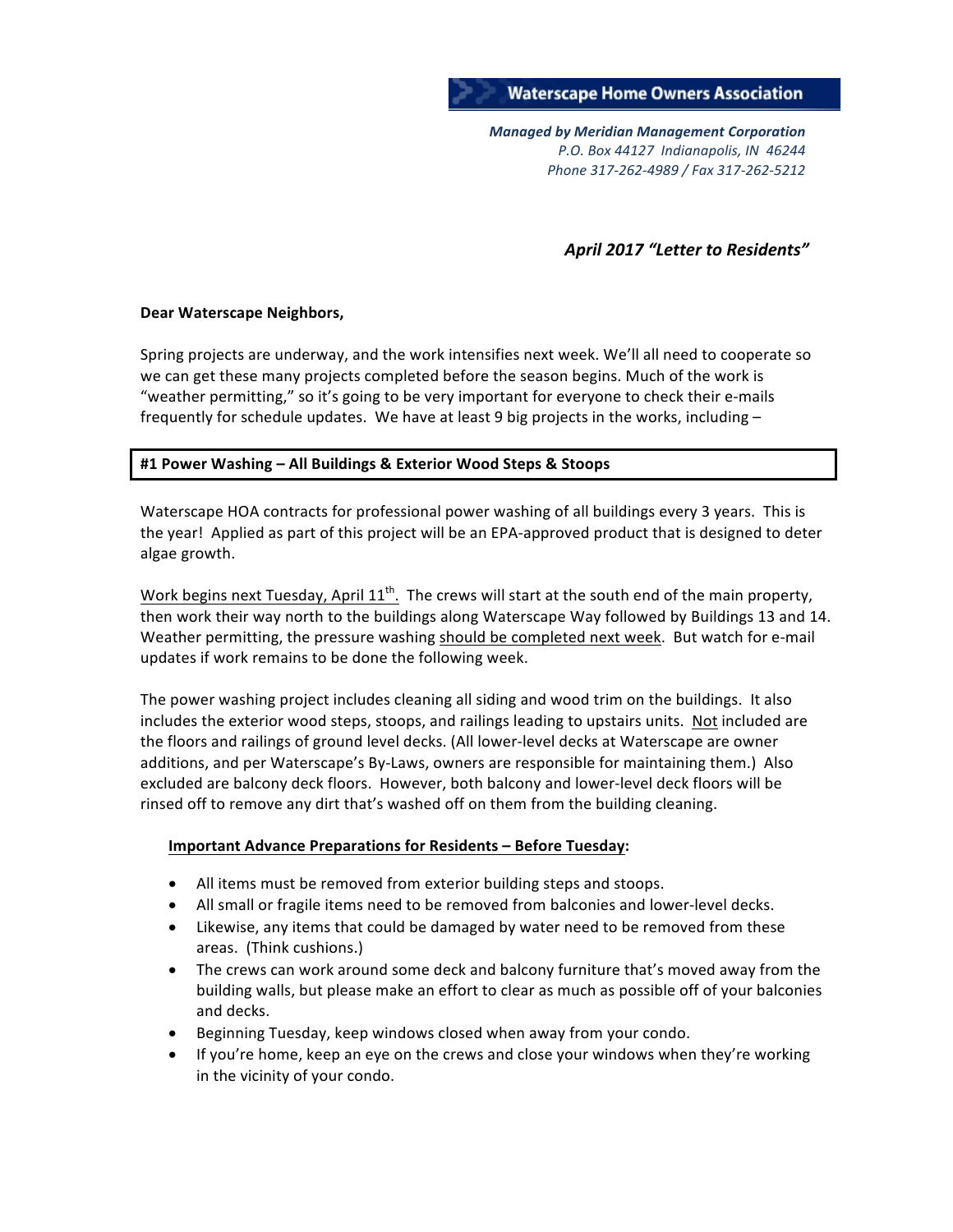**Waterscape Home Owners Association**

***Managed by Meridian Management Corporation***
*P.O. Box 44127 Indianapolis, IN 46244*
*Phone 317-262-4989 / Fax 317-262-5212*

***April 2017 "Letter to Residents"***

**Dear Waterscape Neighbors,**

Spring projects are underway, and the work intensifies next week. We'll all need to cooperate so we can get these many projects completed before the season begins. Much of the work is "weather permitting," so it's going to be very important for everyone to check their e-mails frequently for schedule updates. We have at least 9 big projects in the works, including –

## #1 Power Washing – All Buildings & Exterior Wood Steps & Stoops

Waterscape HOA contracts for professional power washing of all buildings every 3 years. This is the year! Applied as part of this project will be an EPA-approved product that is designed to deter algae growth.

<u>Work begins next Tuesday, April 11th.</u> The crews will start at the south end of the main property, then work their way north to the buildings along Waterscape Way followed by Buildings 13 and 14. Weather permitting, the pressure washing <u>should be completed next week</u>. But watch for e-mail updates if work remains to be done the following week.

The power washing project includes cleaning all siding and wood trim on the buildings. It also includes the exterior wood steps, stoops, and railings leading to upstairs units. <u>Not</u> included are the floors and railings of ground level decks. (All lower-level decks at Waterscape are owner additions, and per Waterscape's By-Laws, owners are responsible for maintaining them.) Also excluded are balcony deck floors. However, both balcony and lower-level deck floors will be rinsed off to remove any dirt that's washed off on them from the building cleaning.

**<u>Important Advance Preparations for Residents – Before Tuesday</u>:**

- All items must be removed from exterior building steps and stoops.
- All small or fragile items need to be removed from balconies and lower-level decks.
- Likewise, any items that could be damaged by water need to be removed from these areas. (Think cushions.)
- The crews can work around some deck and balcony furniture that's moved away from the building walls, but please make an effort to clear as much as possible off of your balconies and decks.
- Beginning Tuesday, keep windows closed when away from your condo.
- If you're home, keep an eye on the crews and close your windows when they're working in the vicinity of your condo.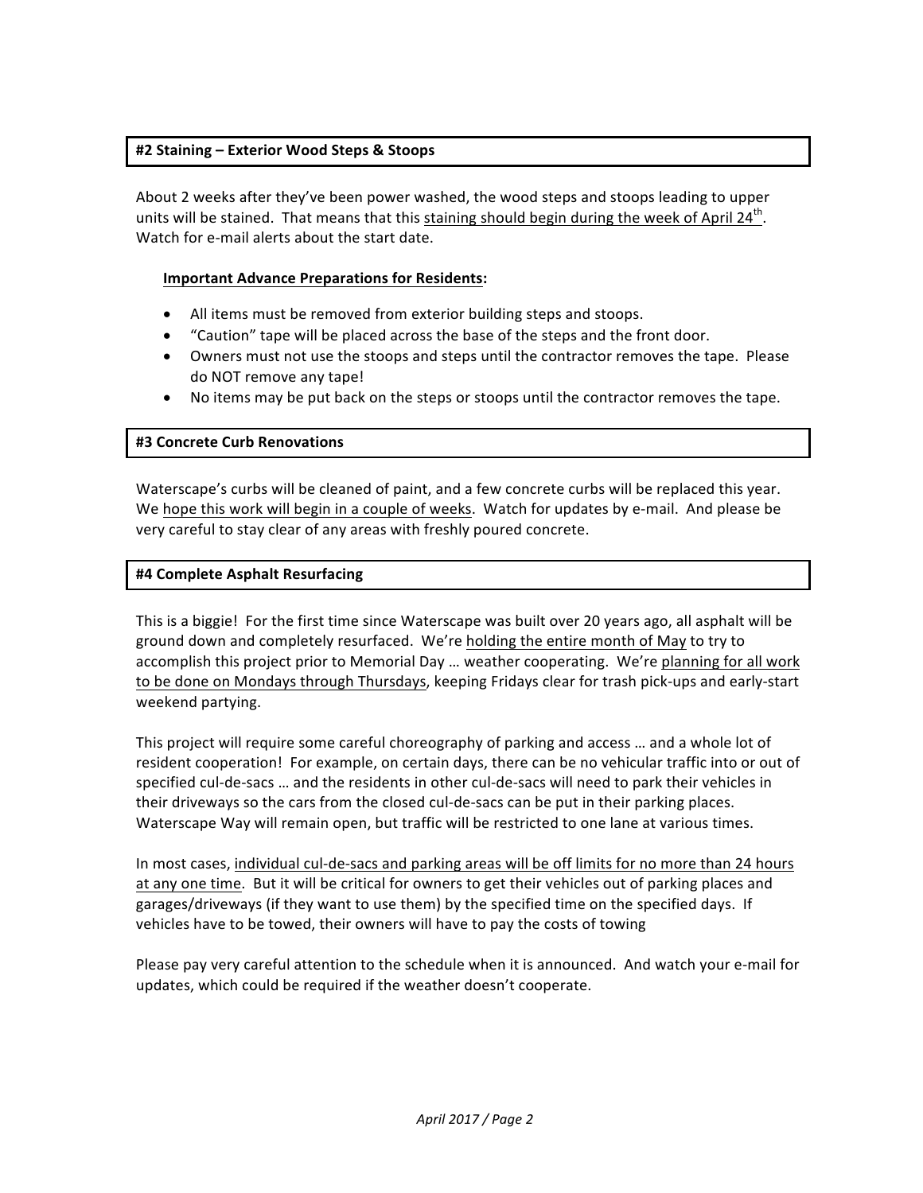### #2 Staining – Exterior Wood Steps & Stoops

About 2 weeks after they've been power washed, the wood steps and stoops leading to upper units will be stained. That means that this staining should begin during the week of April 24th. Watch for e-mail alerts about the start date.

**Important Advance Preparations for Residents:**

- All items must be removed from exterior building steps and stoops.
- "Caution" tape will be placed across the base of the steps and the front door.
- Owners must not use the stoops and steps until the contractor removes the tape. Please do NOT remove any tape!
- No items may be put back on the steps or stoops until the contractor removes the tape.

### #3 Concrete Curb Renovations

Waterscape's curbs will be cleaned of paint, and a few concrete curbs will be replaced this year. We hope this work will begin in a couple of weeks. Watch for updates by e-mail. And please be very careful to stay clear of any areas with freshly poured concrete.

### #4 Complete Asphalt Resurfacing

This is a biggie! For the first time since Waterscape was built over 20 years ago, all asphalt will be ground down and completely resurfaced. We're holding the entire month of May to try to accomplish this project prior to Memorial Day … weather cooperating. We're planning for all work to be done on Mondays through Thursdays, keeping Fridays clear for trash pick-ups and early-start weekend partying.

This project will require some careful choreography of parking and access … and a whole lot of resident cooperation! For example, on certain days, there can be no vehicular traffic into or out of specified cul-de-sacs … and the residents in other cul-de-sacs will need to park their vehicles in their driveways so the cars from the closed cul-de-sacs can be put in their parking places. Waterscape Way will remain open, but traffic will be restricted to one lane at various times.

In most cases, individual cul-de-sacs and parking areas will be off limits for no more than 24 hours at any one time. But it will be critical for owners to get their vehicles out of parking places and garages/driveways (if they want to use them) by the specified time on the specified days. If vehicles have to be towed, their owners will have to pay the costs of towing

Please pay very careful attention to the schedule when it is announced. And watch your e-mail for updates, which could be required if the weather doesn't cooperate.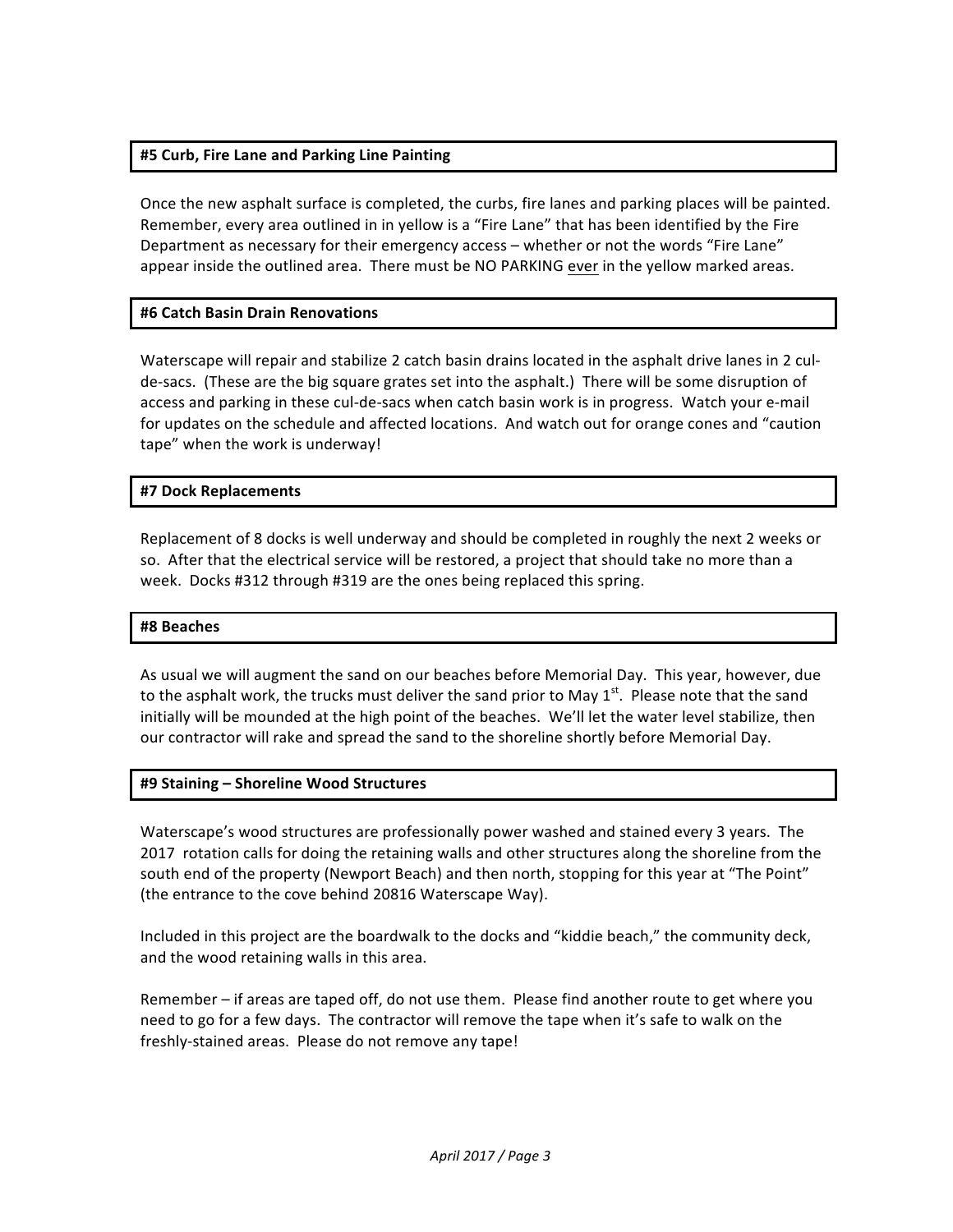### #5 Curb, Fire Lane and Parking Line Painting

Once the new asphalt surface is completed, the curbs, fire lanes and parking places will be painted. Remember, every area outlined in in yellow is a "Fire Lane" that has been identified by the Fire Department as necessary for their emergency access – whether or not the words "Fire Lane" appear inside the outlined area. There must be NO PARKING <u>ever</u> in the yellow marked areas.

### #6 Catch Basin Drain Renovations

Waterscape will repair and stabilize 2 catch basin drains located in the asphalt drive lanes in 2 cul-de-sacs. (These are the big square grates set into the asphalt.) There will be some disruption of access and parking in these cul-de-sacs when catch basin work is in progress. Watch your e-mail for updates on the schedule and affected locations. And watch out for orange cones and "caution tape" when the work is underway!

### #7 Dock Replacements

Replacement of 8 docks is well underway and should be completed in roughly the next 2 weeks or so. After that the electrical service will be restored, a project that should take no more than a week. Docks #312 through #319 are the ones being replaced this spring.

### #8 Beaches

As usual we will augment the sand on our beaches before Memorial Day. This year, however, due to the asphalt work, the trucks must deliver the sand prior to May 1st. Please note that the sand initially will be mounded at the high point of the beaches. We'll let the water level stabilize, then our contractor will rake and spread the sand to the shoreline shortly before Memorial Day.

### #9 Staining – Shoreline Wood Structures

Waterscape's wood structures are professionally power washed and stained every 3 years. The 2017 rotation calls for doing the retaining walls and other structures along the shoreline from the south end of the property (Newport Beach) and then north, stopping for this year at "The Point" (the entrance to the cove behind 20816 Waterscape Way).

Included in this project are the boardwalk to the docks and "kiddie beach," the community deck, and the wood retaining walls in this area.

Remember – if areas are taped off, do not use them. Please find another route to get where you need to go for a few days. The contractor will remove the tape when it's safe to walk on the freshly-stained areas. Please do not remove any tape!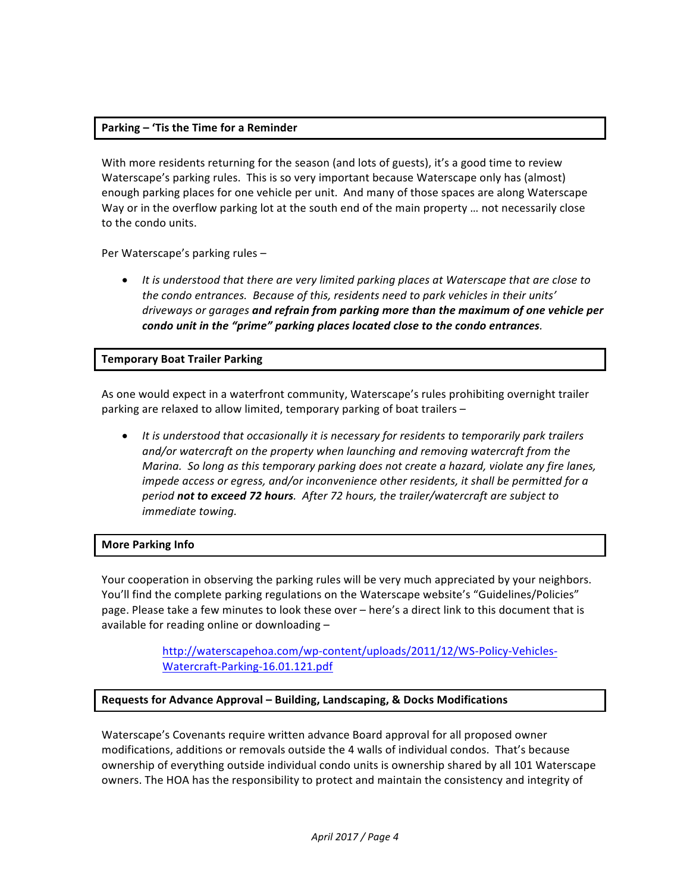## Parking – 'Tis the Time for a Reminder

With more residents returning for the season (and lots of guests), it's a good time to review Waterscape's parking rules. This is so very important because Waterscape only has (almost) enough parking places for one vehicle per unit. And many of those spaces are along Waterscape Way or in the overflow parking lot at the south end of the main property … not necessarily close to the condo units.

Per Waterscape's parking rules –

- *It is understood that there are very limited parking places at Waterscape that are close to the condo entrances. Because of this, residents need to park vehicles in their units' driveways or garages* ***and refrain from parking more than the maximum of one vehicle per condo unit in the "prime" parking places located close to the condo entrances****.*

## Temporary Boat Trailer Parking

As one would expect in a waterfront community, Waterscape's rules prohibiting overnight trailer parking are relaxed to allow limited, temporary parking of boat trailers –

- *It is understood that occasionally it is necessary for residents to temporarily park trailers and/or watercraft on the property when launching and removing watercraft from the Marina. So long as this temporary parking does not create a hazard, violate any fire lanes, impede access or egress, and/or inconvenience other residents, it shall be permitted for a period* ***not to exceed 72 hours****. After 72 hours, the trailer/watercraft are subject to immediate towing.*

## More Parking Info

Your cooperation in observing the parking rules will be very much appreciated by your neighbors. You'll find the complete parking regulations on the Waterscape website's "Guidelines/Policies" page. Please take a few minutes to look these over – here's a direct link to this document that is available for reading online or downloading –

> http://waterscapehoa.com/wp-content/uploads/2011/12/WS-Policy-Vehicles-Watercraft-Parking-16.01.121.pdf

## Requests for Advance Approval – Building, Landscaping, & Docks Modifications

Waterscape's Covenants require written advance Board approval for all proposed owner modifications, additions or removals outside the 4 walls of individual condos. That's because ownership of everything outside individual condo units is ownership shared by all 101 Waterscape owners. The HOA has the responsibility to protect and maintain the consistency and integrity of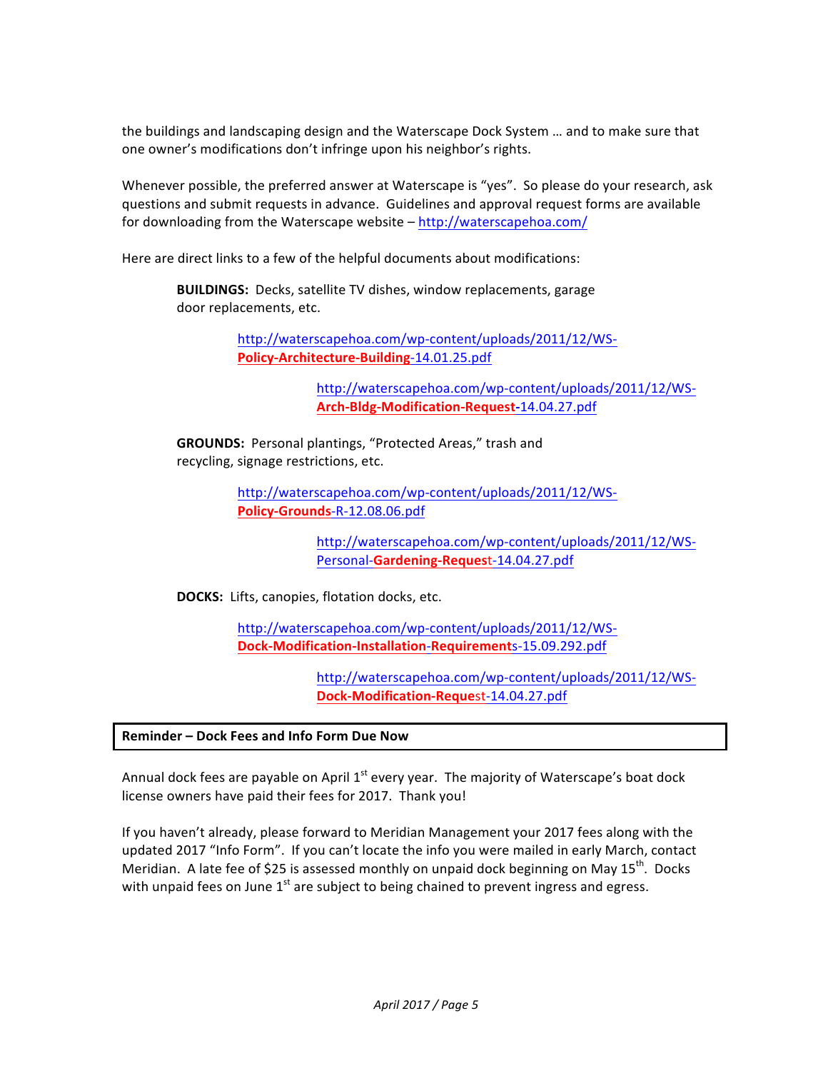the buildings and landscaping design and the Waterscape Dock System … and to make sure that one owner's modifications don't infringe upon his neighbor's rights.

Whenever possible, the preferred answer at Waterscape is "yes". So please do your research, ask questions and submit requests in advance. Guidelines and approval request forms are available for downloading from the Waterscape website – http://waterscapehoa.com/

Here are direct links to a few of the helpful documents about modifications:

**BUILDINGS:** Decks, satellite TV dishes, window replacements, garage door replacements, etc.

http://waterscapehoa.com/wp-content/uploads/2011/12/WS-**Policy-Architecture-Building**-14.01.25.pdf

http://waterscapehoa.com/wp-content/uploads/2011/12/WS-**Arch-Bldg-Modification-Request**-14.04.27.pdf

**GROUNDS:** Personal plantings, "Protected Areas," trash and recycling, signage restrictions, etc.

http://waterscapehoa.com/wp-content/uploads/2011/12/WS-**Policy-Grounds**-R-12.08.06.pdf

http://waterscapehoa.com/wp-content/uploads/2011/12/WS-Personal-**Gardening-Request**-14.04.27.pdf

**DOCKS:** Lifts, canopies, flotation docks, etc.

http://waterscapehoa.com/wp-content/uploads/2011/12/WS-**Dock-Modification-Installation-Requirement**s-15.09.292.pdf

http://waterscapehoa.com/wp-content/uploads/2011/12/WS-**Dock-Modification-Reque**st-14.04.27.pdf

## Reminder – Dock Fees and Info Form Due Now

Annual dock fees are payable on April 1st every year. The majority of Waterscape's boat dock license owners have paid their fees for 2017. Thank you!

If you haven't already, please forward to Meridian Management your 2017 fees along with the updated 2017 "Info Form". If you can't locate the info you were mailed in early March, contact Meridian. A late fee of $25 is assessed monthly on unpaid dock beginning on May 15th. Docks with unpaid fees on June 1st are subject to being chained to prevent ingress and egress.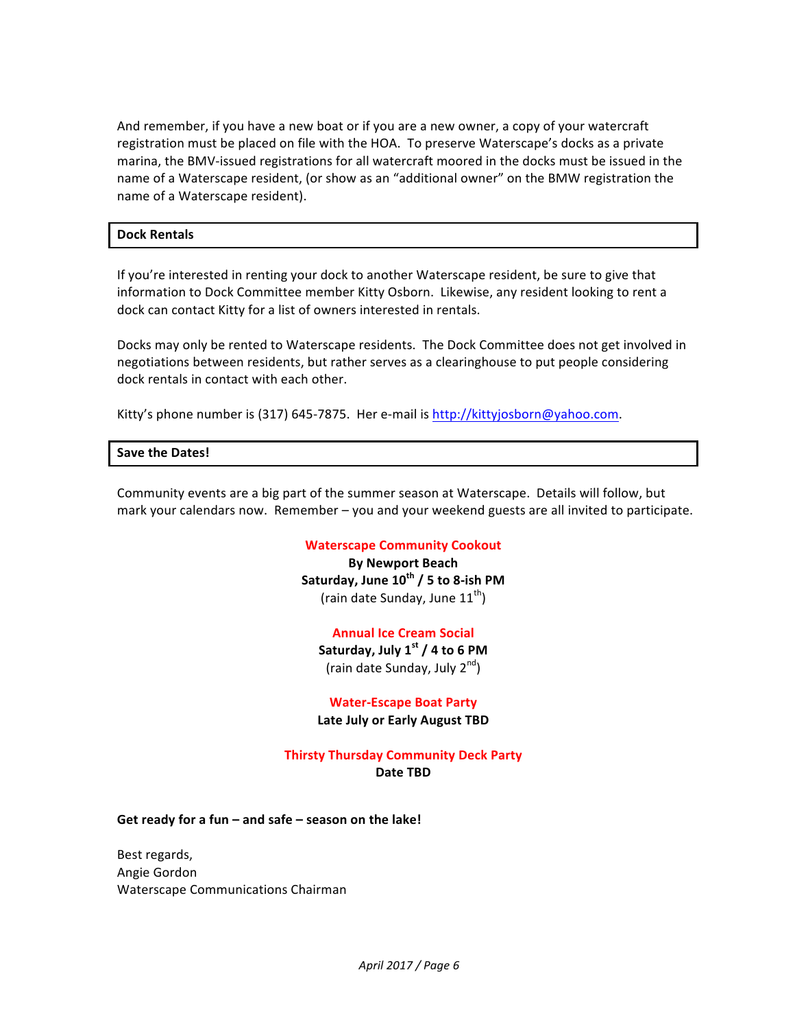And remember, if you have a new boat or if you are a new owner, a copy of your watercraft registration must be placed on file with the HOA. To preserve Waterscape's docks as a private marina, the BMV-issued registrations for all watercraft moored in the docks must be issued in the name of a Waterscape resident, (or show as an "additional owner" on the BMW registration the name of a Waterscape resident).

## Dock Rentals

If you're interested in renting your dock to another Waterscape resident, be sure to give that information to Dock Committee member Kitty Osborn. Likewise, any resident looking to rent a dock can contact Kitty for a list of owners interested in rentals.

Docks may only be rented to Waterscape residents. The Dock Committee does not get involved in negotiations between residents, but rather serves as a clearinghouse to put people considering dock rentals in contact with each other.

Kitty's phone number is (317) 645-7875. Her e-mail is http://kittyjosborn@yahoo.com.

## Save the Dates!

Community events are a big part of the summer season at Waterscape. Details will follow, but mark your calendars now. Remember – you and your weekend guests are all invited to participate.

**Waterscape Community Cookout**
**By Newport Beach**
**Saturday, June 10th / 5 to 8-ish PM**
(rain date Sunday, June 11th)

**Annual Ice Cream Social**
**Saturday, July 1st / 4 to 6 PM**
(rain date Sunday, July 2nd)

**Water-Escape Boat Party**
**Late July or Early August TBD**

**Thirsty Thursday Community Deck Party**
**Date TBD**

**Get ready for a fun – and safe – season on the lake!**

Best regards,
Angie Gordon
Waterscape Communications Chairman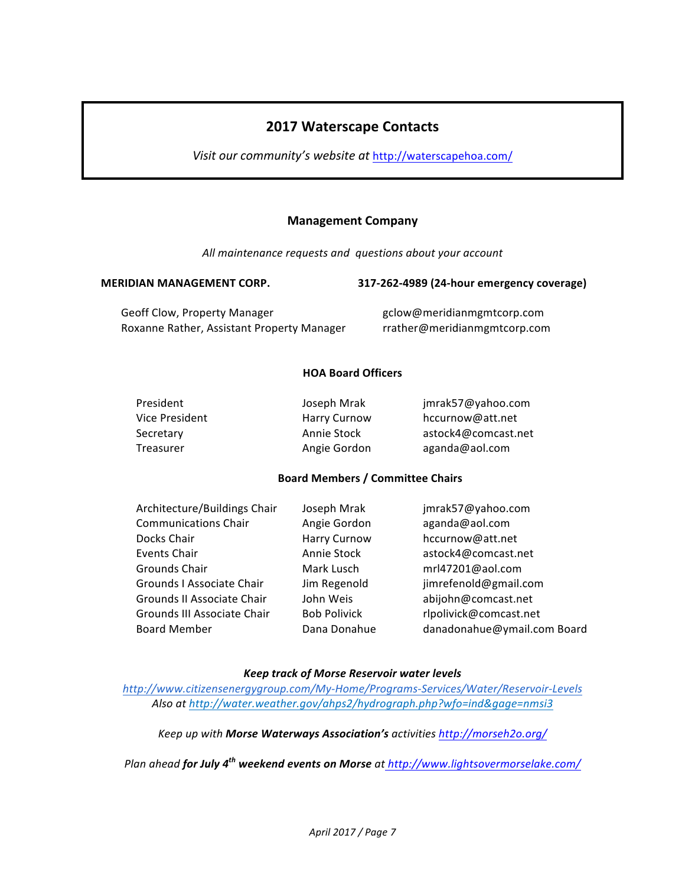# 2017 Waterscape Contacts

*Visit our community's website at* http://waterscapehoa.com/

## Management Company

*All maintenance requests and questions about your account*

**MERIDIAN MANAGEMENT CORP.** **317-262-4989 (24-hour emergency coverage)**

| | |
|---|---|
| Geoff Clow, Property Manager | gclow@meridianmgmtcorp.com |
| Roxanne Rather, Assistant Property Manager | rrather@meridianmgmtcorp.com |

## HOA Board Officers

| | | |
|---|---|---|
| President | Joseph Mrak | jmrak57@yahoo.com |
| Vice President | Harry Curnow | hccurnow@att.net |
| Secretary | Annie Stock | astock4@comcast.net |
| Treasurer | Angie Gordon | aganda@aol.com |

## Board Members / Committee Chairs

| | | |
|---|---|---|
| Architecture/Buildings Chair | Joseph Mrak | jmrak57@yahoo.com |
| Communications Chair | Angie Gordon | aganda@aol.com |
| Docks Chair | Harry Curnow | hccurnow@att.net |
| Events Chair | Annie Stock | astock4@comcast.net |
| Grounds Chair | Mark Lusch | mrl47201@aol.com |
| Grounds I Associate Chair | Jim Regenold | jimrefenold@gmail.com |
| Grounds II Associate Chair | John Weis | abijohn@comcast.net |
| Grounds III Associate Chair | Bob Polivick | rlpolivick@comcast.net |
| Board Member | Dana Donahue | danadonahue@ymail.com Board |

***Keep track of Morse Reservoir water levels***

*http://www.citizensenergygroup.com/My-Home/Programs-Services/Water/Reservoir-Levels*

*Also at http://water.weather.gov/ahps2/hydrograph.php?wfo=ind&gage=nmsi3*

*Keep up with **Morse Waterways Association's** activities http://morseh2o.org/*

*Plan ahead **for July 4th weekend events on Morse** at http://www.lightsovermorselake.com/*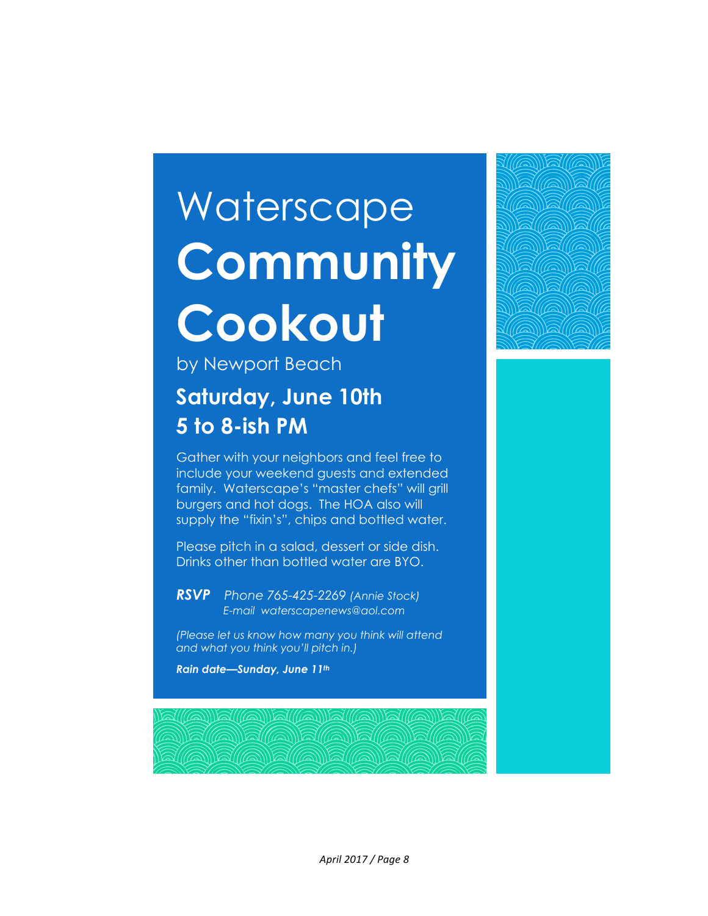# Waterscape **Community Cookout**

by Newport Beach

## Saturday, June 10th
## 5 to 8-ish PM

Gather with your neighbors and feel free to include your weekend guests and extended family. Waterscape's "master chefs" will grill burgers and hot dogs. The HOA also will supply the "fixin's", chips and bottled water.

Please pitch in a salad, dessert or side dish. Drinks other than bottled water are BYO.

***RSVP*** *Phone 765-425-2269 (Annie Stock)*
*E-mail waterscapenews@aol.com*

*(Please let us know how many you think will attend and what you think you'll pitch in.)*

***Rain date—Sunday, June 11th***